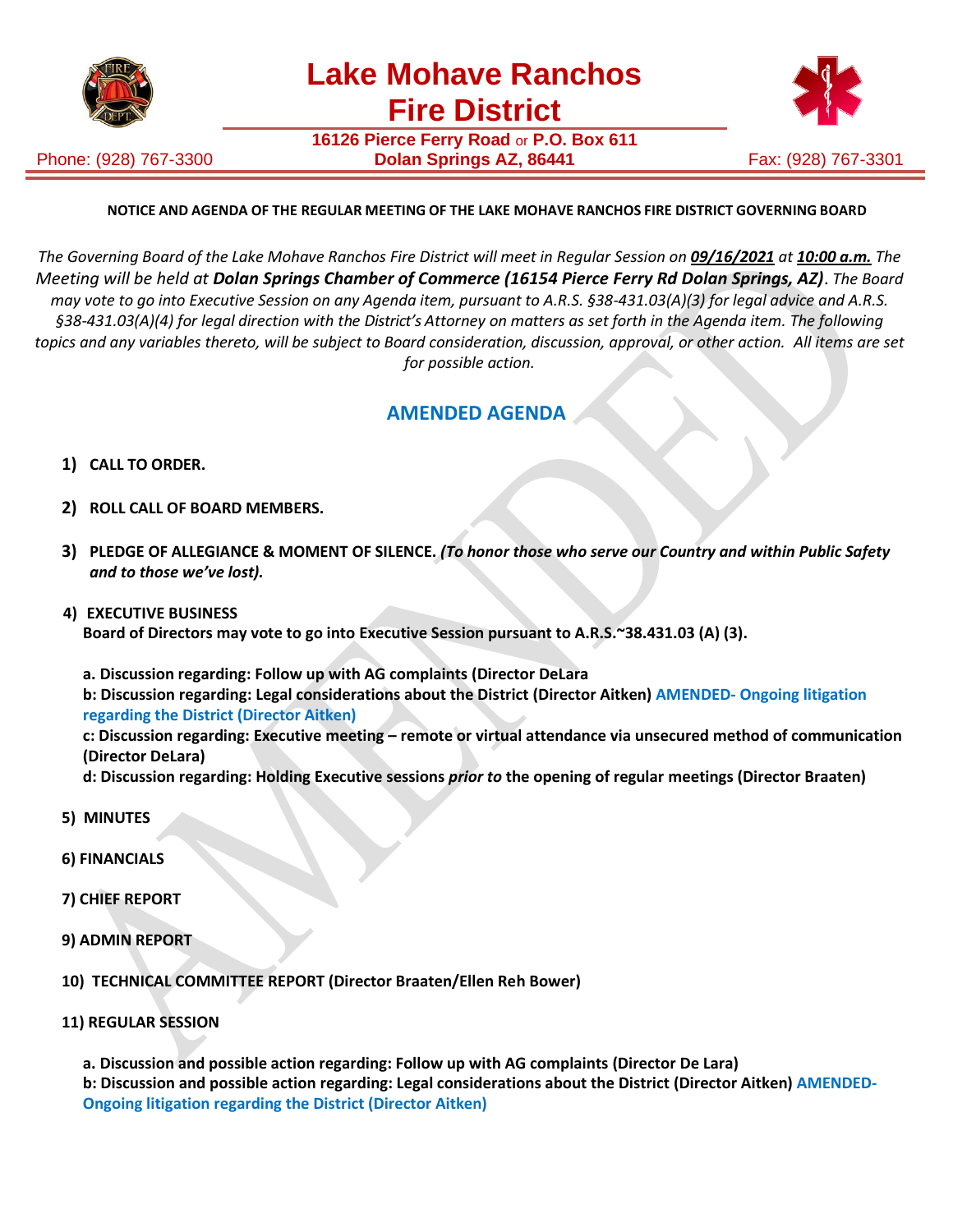# Lake Mohave Ranchos Fire District

**16126 Pierce Ferry Road** or **P.O. Box 611**
**Dolan Springs AZ, 86441**

Phone: (928) 767-3300 Fax: (928) 767-3301

**NOTICE AND AGENDA OF THE REGULAR MEETING OF THE LAKE MOHAVE RANCHOS FIRE DISTRICT GOVERNING BOARD**

*The Governing Board of the Lake Mohave Ranchos Fire District will meet in Regular Session on **09/16/2021** at **10:00 a.m.** The Meeting will be held at **Dolan Springs Chamber of Commerce (16154 Pierce Ferry Rd Dolan Springs, AZ)**. The Board may vote to go into Executive Session on any Agenda item, pursuant to A.R.S. §38-431.03(A)(3) for legal advice and A.R.S. §38-431.03(A)(4) for legal direction with the District's Attorney on matters as set forth in the Agenda item. The following topics and any variables thereto, will be subject to Board consideration, discussion, approval, or other action. All items are set for possible action.*

## AMENDED AGENDA

1) **CALL TO ORDER.**

2) **ROLL CALL OF BOARD MEMBERS.**

3) **PLEDGE OF ALLEGIANCE & MOMENT OF SILENCE.** ***(To honor those who serve our Country and within Public Safety and to those we've lost).***

4) **EXECUTIVE BUSINESS**
**Board of Directors may vote to go into Executive Session pursuant to A.R.S.~38.431.03 (A) (3).**

**a. Discussion regarding: Follow up with AG complaints (Director DeLara**
**b: Discussion regarding: Legal considerations about the District (Director Aitken) AMENDED- Ongoing litigation regarding the District (Director Aitken)**
**c: Discussion regarding: Executive meeting – remote or virtual attendance via unsecured method of communication (Director DeLara)**
**d: Discussion regarding: Holding Executive sessions *prior to* the opening of regular meetings (Director Braaten)**

5) **MINUTES**

6) **FINANCIALS**

7) **CHIEF REPORT**

9) **ADMIN REPORT**

10) **TECHNICAL COMMITTEE REPORT (Director Braaten/Ellen Reh Bower)**

11) **REGULAR SESSION**

**a. Discussion and possible action regarding: Follow up with AG complaints (Director De Lara)**
**b: Discussion and possible action regarding: Legal considerations about the District (Director Aitken) AMENDED- Ongoing litigation regarding the District (Director Aitken)**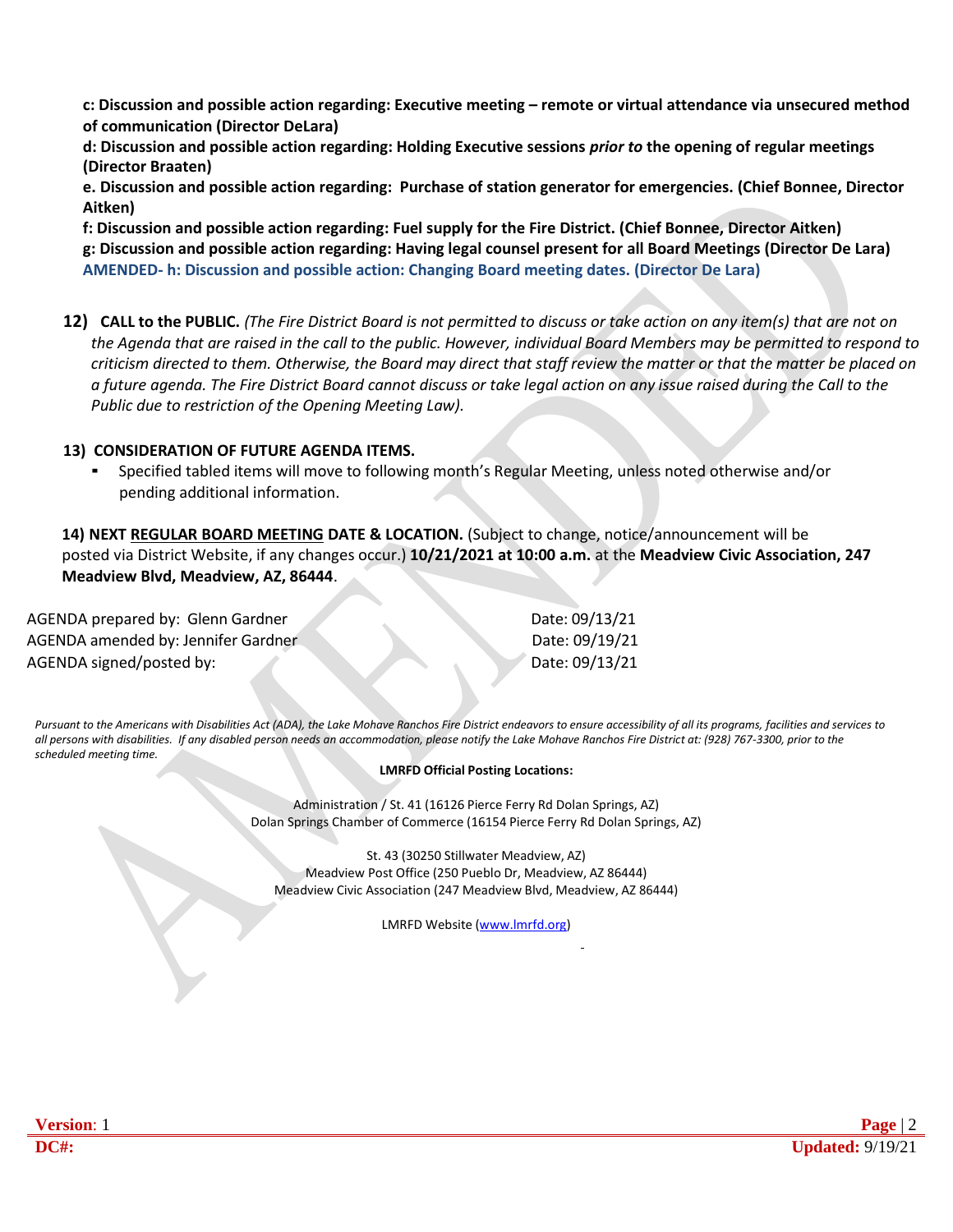**c: Discussion and possible action regarding: Executive meeting – remote or virtual attendance via unsecured method of communication (Director DeLara)**

**d: Discussion and possible action regarding: Holding Executive sessions *prior to* the opening of regular meetings (Director Braaten)**

**e. Discussion and possible action regarding: Purchase of station generator for emergencies. (Chief Bonnee, Director Aitken)**

**f: Discussion and possible action regarding: Fuel supply for the Fire District. (Chief Bonnee, Director Aitken)**

**g: Discussion and possible action regarding: Having legal counsel present for all Board Meetings (Director De Lara)**

**AMENDED- h: Discussion and possible action: Changing Board meeting dates. (Director De Lara)**

**12) CALL to the PUBLIC.** *(The Fire District Board is not permitted to discuss or take action on any item(s) that are not on the Agenda that are raised in the call to the public. However, individual Board Members may be permitted to respond to criticism directed to them. Otherwise, the Board may direct that staff review the matter or that the matter be placed on a future agenda. The Fire District Board cannot discuss or take legal action on any issue raised during the Call to the Public due to restriction of the Opening Meeting Law).*

**13) CONSIDERATION OF FUTURE AGENDA ITEMS.**

- Specified tabled items will move to following month's Regular Meeting, unless noted otherwise and/or pending additional information.

**14) NEXT REGULAR BOARD MEETING DATE & LOCATION.** (Subject to change, notice/announcement will be posted via District Website, if any changes occur.) **10/21/2021 at 10:00 a.m.** at the **Meadview Civic Association, 247 Meadview Blvd, Meadview, AZ, 86444**.

AGENDA prepared by: Glenn Gardner — Date: 09/13/21
AGENDA amended by: Jennifer Gardner — Date: 09/19/21
AGENDA signed/posted by: — Date: 09/13/21

*Pursuant to the Americans with Disabilities Act (ADA), the Lake Mohave Ranchos Fire District endeavors to ensure accessibility of all its programs, facilities and services to all persons with disabilities. If any disabled person needs an accommodation, please notify the Lake Mohave Ranchos Fire District at: (928) 767-3300, prior to the scheduled meeting time.*

**LMRFD Official Posting Locations:**

Administration / St. 41 (16126 Pierce Ferry Rd Dolan Springs, AZ)
Dolan Springs Chamber of Commerce (16154 Pierce Ferry Rd Dolan Springs, AZ)

St. 43 (30250 Stillwater Meadview, AZ)
Meadview Post Office (250 Pueblo Dr, Meadview, AZ 86444)
Meadview Civic Association (247 Meadview Blvd, Meadview, AZ 86444)

LMRFD Website (www.lmrfd.org)

**Version**: 1
**DC#:**
**Updated:** 9/19/21